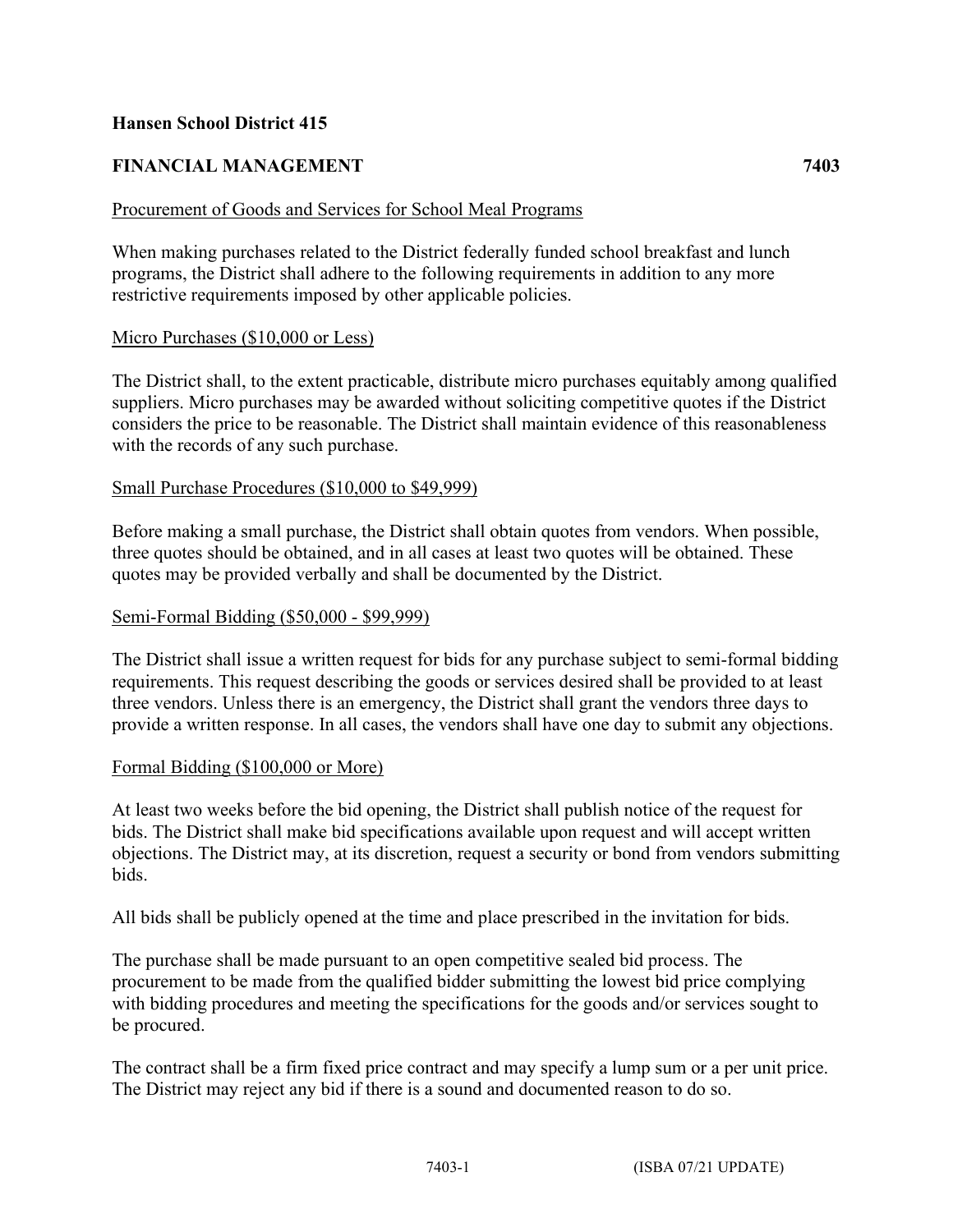**Hansen School District 415**

**FINANCIAL MANAGEMENT** **7403**

Procurement of Goods and Services for School Meal Programs

When making purchases related to the District federally funded school breakfast and lunch programs, the District shall adhere to the following requirements in addition to any more restrictive requirements imposed by other applicable policies.

Micro Purchases ($10,000 or Less)

The District shall, to the extent practicable, distribute micro purchases equitably among qualified suppliers. Micro purchases may be awarded without soliciting competitive quotes if the District considers the price to be reasonable. The District shall maintain evidence of this reasonableness with the records of any such purchase.

Small Purchase Procedures ($10,000 to $49,999)

Before making a small purchase, the District shall obtain quotes from vendors. When possible, three quotes should be obtained, and in all cases at least two quotes will be obtained. These quotes may be provided verbally and shall be documented by the District.

Semi-Formal Bidding ($50,000 - $99,999)

The District shall issue a written request for bids for any purchase subject to semi-formal bidding requirements. This request describing the goods or services desired shall be provided to at least three vendors. Unless there is an emergency, the District shall grant the vendors three days to provide a written response. In all cases, the vendors shall have one day to submit any objections.

Formal Bidding ($100,000 or More)

At least two weeks before the bid opening, the District shall publish notice of the request for bids. The District shall make bid specifications available upon request and will accept written objections. The District may, at its discretion, request a security or bond from vendors submitting bids.

All bids shall be publicly opened at the time and place prescribed in the invitation for bids.

The purchase shall be made pursuant to an open competitive sealed bid process. The procurement to be made from the qualified bidder submitting the lowest bid price complying with bidding procedures and meeting the specifications for the goods and/or services sought to be procured.

The contract shall be a firm fixed price contract and may specify a lump sum or a per unit price. The District may reject any bid if there is a sound and documented reason to do so.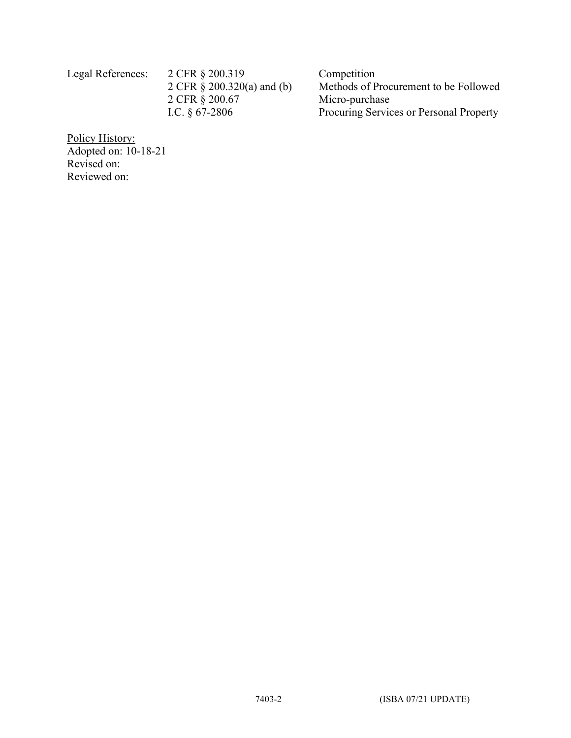| | | |
|---|---|---|
| Legal References: | 2 CFR § 200.319 | Competition |
| | 2 CFR § 200.320(a) and (b) | Methods of Procurement to be Followed |
| | 2 CFR § 200.67 | Micro-purchase |
| | I.C. § 67-2806 | Procuring Services or Personal Property |

<u>Policy History:</u>
Adopted on: 10-18-21
Revised on:
Reviewed on: